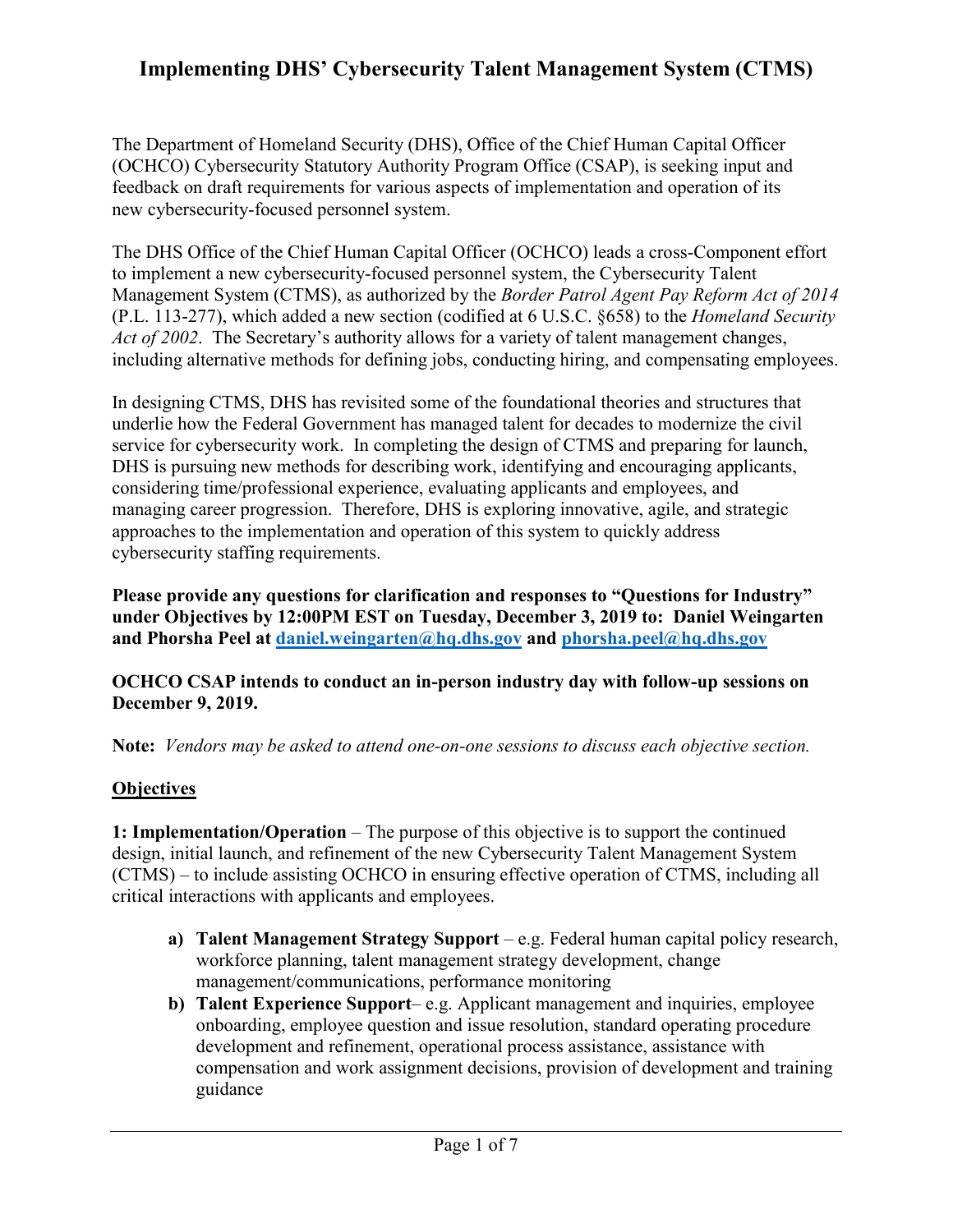# Implementing DHS' Cybersecurity Talent Management System (CTMS)

The Department of Homeland Security (DHS), Office of the Chief Human Capital Officer (OCHCO) Cybersecurity Statutory Authority Program Office (CSAP), is seeking input and feedback on draft requirements for various aspects of implementation and operation of its new cybersecurity-focused personnel system.

The DHS Office of the Chief Human Capital Officer (OCHCO) leads a cross-Component effort to implement a new cybersecurity-focused personnel system, the Cybersecurity Talent Management System (CTMS), as authorized by the *Border Patrol Agent Pay Reform Act of 2014* (P.L. 113-277), which added a new section (codified at 6 U.S.C. §658) to the *Homeland Security Act of 2002*. The Secretary's authority allows for a variety of talent management changes, including alternative methods for defining jobs, conducting hiring, and compensating employees.

In designing CTMS, DHS has revisited some of the foundational theories and structures that underlie how the Federal Government has managed talent for decades to modernize the civil service for cybersecurity work. In completing the design of CTMS and preparing for launch, DHS is pursuing new methods for describing work, identifying and encouraging applicants, considering time/professional experience, evaluating applicants and employees, and managing career progression. Therefore, DHS is exploring innovative, agile, and strategic approaches to the implementation and operation of this system to quickly address cybersecurity staffing requirements.

**Please provide any questions for clarification and responses to "Questions for Industry" under Objectives by 12:00PM EST on Tuesday, December 3, 2019 to: Daniel Weingarten and Phorsha Peel at [daniel.weingarten@hq.dhs.gov](mailto:daniel.weingarten@hq.dhs.gov) and [phorsha.peel@hq.dhs.gov](mailto:phorsha.peel@hq.dhs.gov)**

**OCHCO CSAP intends to conduct an in-person industry day with follow-up sessions on December 9, 2019.**

**Note:** *Vendors may be asked to attend one-on-one sessions to discuss each objective section.*

## Objectives

**1: Implementation/Operation** – The purpose of this objective is to support the continued design, initial launch, and refinement of the new Cybersecurity Talent Management System (CTMS) – to include assisting OCHCO in ensuring effective operation of CTMS, including all critical interactions with applicants and employees.

a) **Talent Management Strategy Support** – e.g. Federal human capital policy research, workforce planning, talent management strategy development, change management/communications, performance monitoring

b) **Talent Experience Support**– e.g. Applicant management and inquiries, employee onboarding, employee question and issue resolution, standard operating procedure development and refinement, operational process assistance, assistance with compensation and work assignment decisions, provision of development and training guidance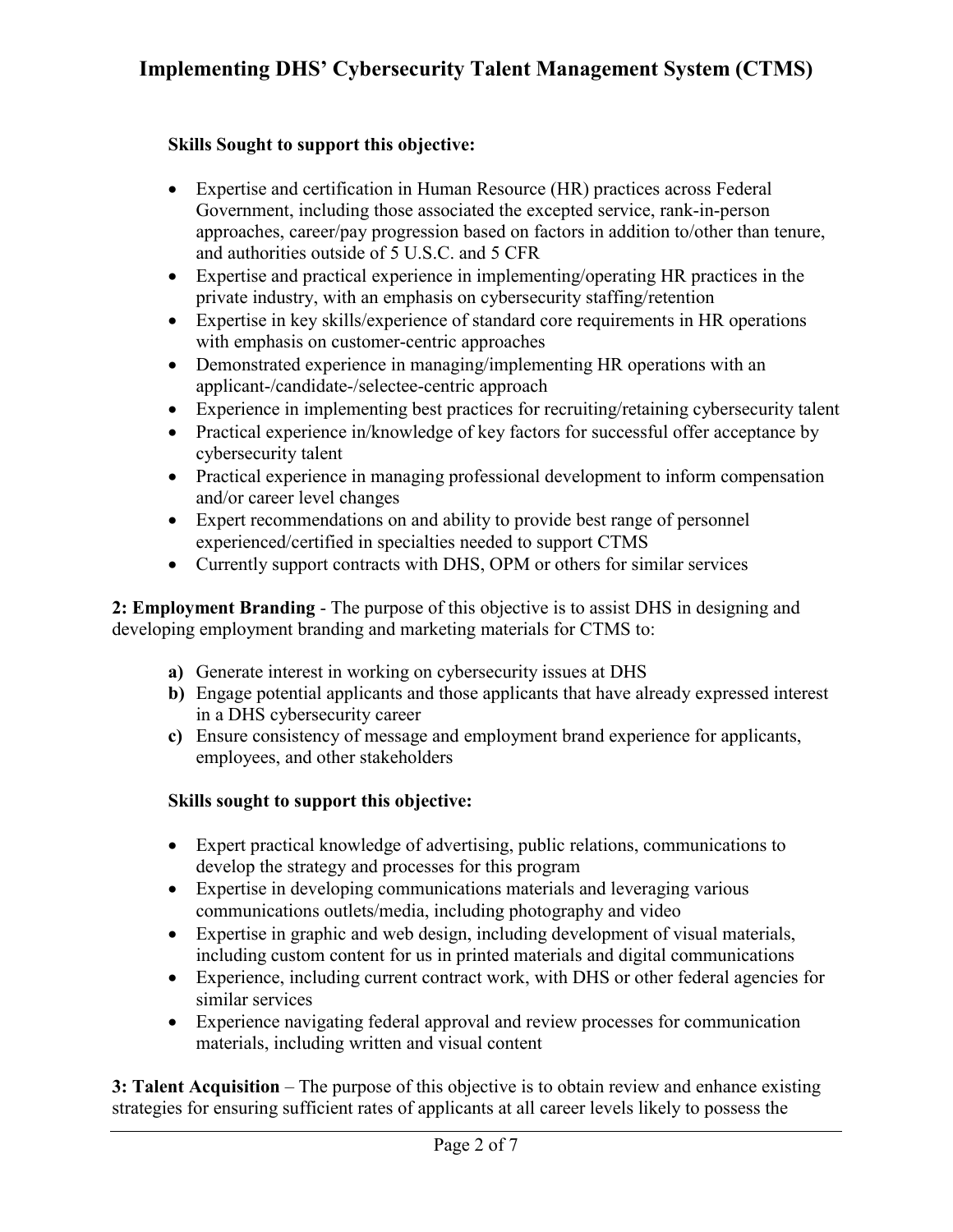**Skills Sought to support this objective:**

- Expertise and certification in Human Resource (HR) practices across Federal Government, including those associated the excepted service, rank-in-person approaches, career/pay progression based on factors in addition to/other than tenure, and authorities outside of 5 U.S.C. and 5 CFR
- Expertise and practical experience in implementing/operating HR practices in the private industry, with an emphasis on cybersecurity staffing/retention
- Expertise in key skills/experience of standard core requirements in HR operations with emphasis on customer-centric approaches
- Demonstrated experience in managing/implementing HR operations with an applicant-/candidate-/selectee-centric approach
- Experience in implementing best practices for recruiting/retaining cybersecurity talent
- Practical experience in/knowledge of key factors for successful offer acceptance by cybersecurity talent
- Practical experience in managing professional development to inform compensation and/or career level changes
- Expert recommendations on and ability to provide best range of personnel experienced/certified in specialties needed to support CTMS
- Currently support contracts with DHS, OPM or others for similar services

**2: Employment Branding** - The purpose of this objective is to assist DHS in designing and developing employment branding and marketing materials for CTMS to:

**a)** Generate interest in working on cybersecurity issues at DHS
**b)** Engage potential applicants and those applicants that have already expressed interest in a DHS cybersecurity career
**c)** Ensure consistency of message and employment brand experience for applicants, employees, and other stakeholders

**Skills sought to support this objective:**

- Expert practical knowledge of advertising, public relations, communications to develop the strategy and processes for this program
- Expertise in developing communications materials and leveraging various communications outlets/media, including photography and video
- Expertise in graphic and web design, including development of visual materials, including custom content for us in printed materials and digital communications
- Experience, including current contract work, with DHS or other federal agencies for similar services
- Experience navigating federal approval and review processes for communication materials, including written and visual content

**3: Talent Acquisition** – The purpose of this objective is to obtain review and enhance existing strategies for ensuring sufficient rates of applicants at all career levels likely to possess the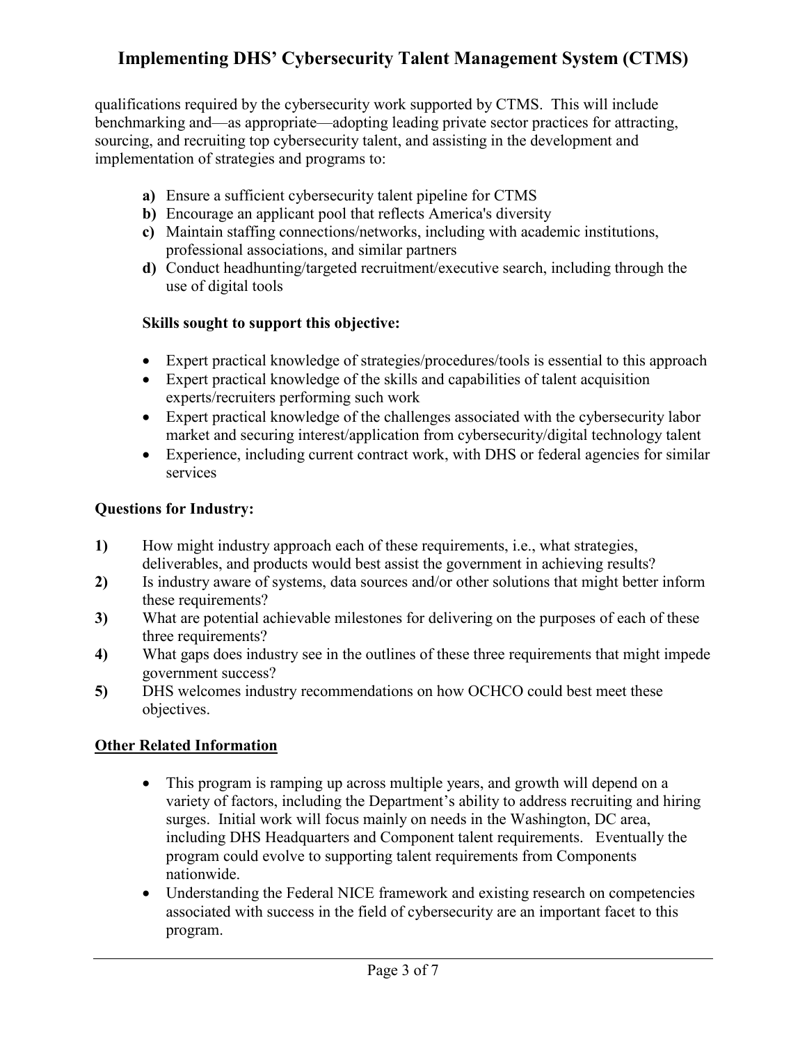qualifications required by the cybersecurity work supported by CTMS. This will include benchmarking and—as appropriate—adopting leading private sector practices for attracting, sourcing, and recruiting top cybersecurity talent, and assisting in the development and implementation of strategies and programs to:

- **a)** Ensure a sufficient cybersecurity talent pipeline for CTMS
- **b)** Encourage an applicant pool that reflects America's diversity
- **c)** Maintain staffing connections/networks, including with academic institutions, professional associations, and similar partners
- **d)** Conduct headhunting/targeted recruitment/executive search, including through the use of digital tools

**Skills sought to support this objective:**

- Expert practical knowledge of strategies/procedures/tools is essential to this approach
- Expert practical knowledge of the skills and capabilities of talent acquisition experts/recruiters performing such work
- Expert practical knowledge of the challenges associated with the cybersecurity labor market and securing interest/application from cybersecurity/digital technology talent
- Experience, including current contract work, with DHS or federal agencies for similar services

**Questions for Industry:**

1) How might industry approach each of these requirements, i.e., what strategies, deliverables, and products would best assist the government in achieving results?
2) Is industry aware of systems, data sources and/or other solutions that might better inform these requirements?
3) What are potential achievable milestones for delivering on the purposes of each of these three requirements?
4) What gaps does industry see in the outlines of these three requirements that might impede government success?
5) DHS welcomes industry recommendations on how OCHCO could best meet these objectives.

**Other Related Information**

- This program is ramping up across multiple years, and growth will depend on a variety of factors, including the Department's ability to address recruiting and hiring surges. Initial work will focus mainly on needs in the Washington, DC area, including DHS Headquarters and Component talent requirements. Eventually the program could evolve to supporting talent requirements from Components nationwide.
- Understanding the Federal NICE framework and existing research on competencies associated with success in the field of cybersecurity are an important facet to this program.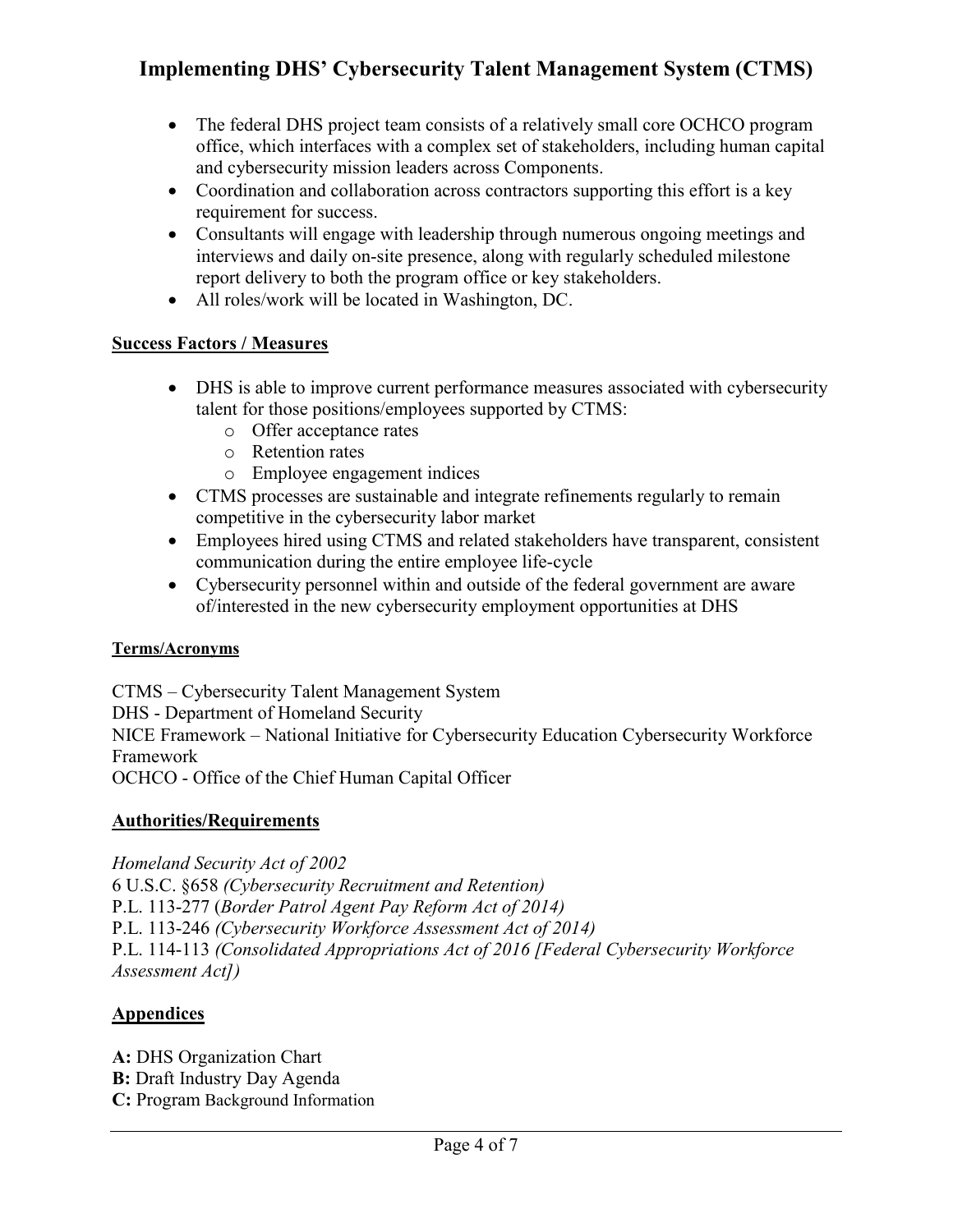- The federal DHS project team consists of a relatively small core OCHCO program office, which interfaces with a complex set of stakeholders, including human capital and cybersecurity mission leaders across Components.
- Coordination and collaboration across contractors supporting this effort is a key requirement for success.
- Consultants will engage with leadership through numerous ongoing meetings and interviews and daily on-site presence, along with regularly scheduled milestone report delivery to both the program office or key stakeholders.
- All roles/work will be located in Washington, DC.

## Success Factors / Measures

- DHS is able to improve current performance measures associated with cybersecurity talent for those positions/employees supported by CTMS:
    - Offer acceptance rates
    - Retention rates
    - Employee engagement indices
- CTMS processes are sustainable and integrate refinements regularly to remain competitive in the cybersecurity labor market
- Employees hired using CTMS and related stakeholders have transparent, consistent communication during the entire employee life-cycle
- Cybersecurity personnel within and outside of the federal government are aware of/interested in the new cybersecurity employment opportunities at DHS

### Terms/Acronyms

CTMS – Cybersecurity Talent Management System
DHS - Department of Homeland Security
NICE Framework – National Initiative for Cybersecurity Education Cybersecurity Workforce Framework
OCHCO - Office of the Chief Human Capital Officer

## Authorities/Requirements

*Homeland Security Act of 2002*
6 U.S.C. §658 *(Cybersecurity Recruitment and Retention)*
P.L. 113-277 (*Border Patrol Agent Pay Reform Act of 2014)*
P.L. 113-246 *(Cybersecurity Workforce Assessment Act of 2014)*
P.L. 114-113 *(Consolidated Appropriations Act of 2016 [Federal Cybersecurity Workforce Assessment Act])*

## Appendices

**A:** DHS Organization Chart
**B:** Draft Industry Day Agenda
**C:** Program Background Information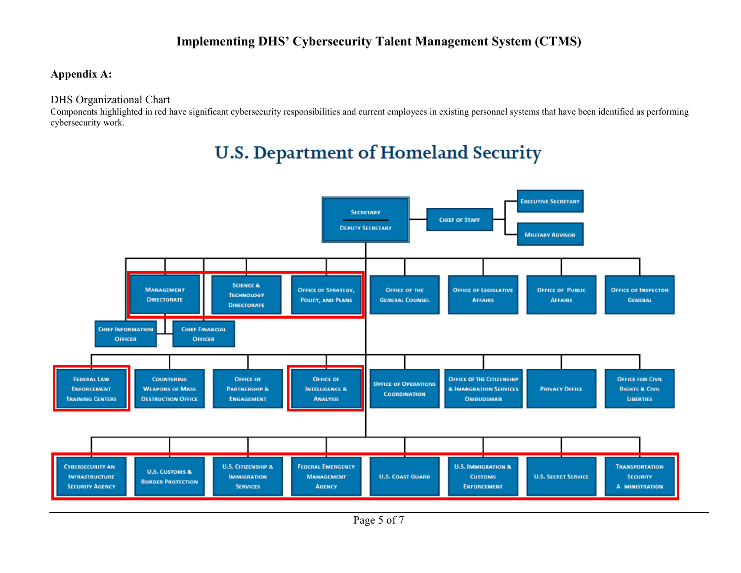**Appendix A:**

DHS Organizational Chart

Components highlighted in red have significant cybersecurity responsibilities and current employees in existing personnel systems that have been identified as performing cybersecurity work.

# U.S. Department of Homeland Security

- Secretary / Deputy Secretary
  - Chief of Staff
    - Executive Secretary
    - Military Advisor

**Highlighted in red:**
- Management Directorate
  - Chief Information Officer
  - Chief Financial Officer
- Science & Technology Directorate
- Office of Strategy, Policy, and Plans
- Federal Law Enforcement Training Centers
- Office of Intelligence & Analysis
- Cybersecurity an Infrastructure Security Agency
- U.S. Customs & Border Protection
- U.S. Citizenship & Immigration Services
- Federal Emergency Management Agency
- U.S. Coast Guard
- U.S. Immigration & Customs Enforcement
- U.S. Secret Service
- Transportation Security A ministration

**Other components:**
- Office of the General Counsel
- Office of Legislative Affairs
- Office of Public Affairs
- Office of Inspector General
- Countering Weapons of Mass Destruction Office
- Office of Partnership & Engagement
- Office of Operations Coordination
- Office of the Citizenship & Immigration Services Ombudsman
- Privacy Office
- Office for Civil Rights & Civil Liberties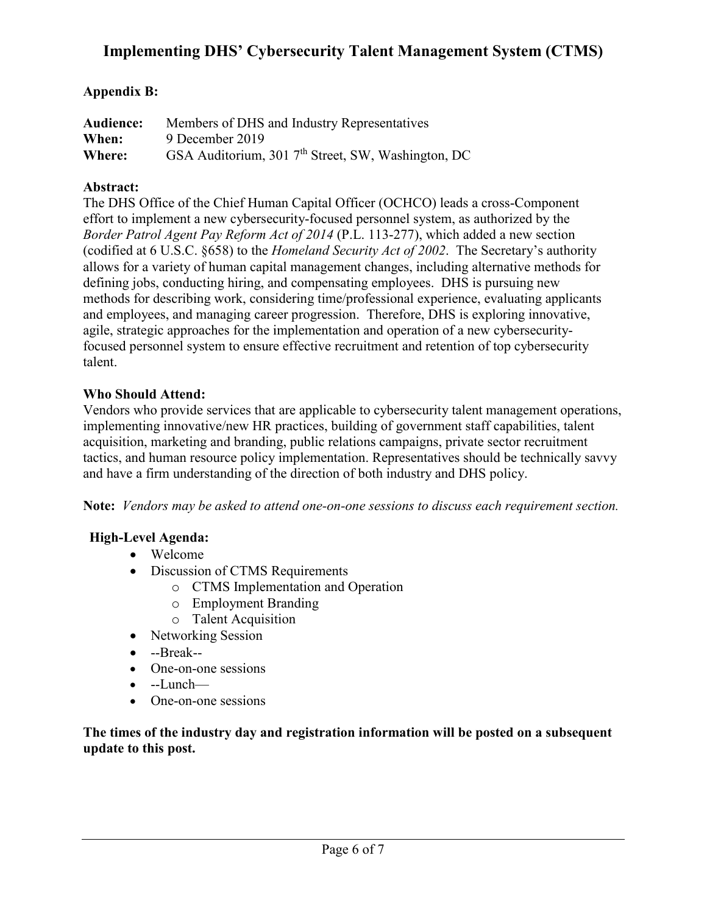**Appendix B:**

**Audience:** Members of DHS and Industry Representatives
**When:** 9 December 2019
**Where:** GSA Auditorium, 301 7th Street, SW, Washington, DC

**Abstract:**
The DHS Office of the Chief Human Capital Officer (OCHCO) leads a cross-Component effort to implement a new cybersecurity-focused personnel system, as authorized by the *Border Patrol Agent Pay Reform Act of 2014* (P.L. 113-277), which added a new section (codified at 6 U.S.C. §658) to the *Homeland Security Act of 2002*. The Secretary's authority allows for a variety of human capital management changes, including alternative methods for defining jobs, conducting hiring, and compensating employees. DHS is pursuing new methods for describing work, considering time/professional experience, evaluating applicants and employees, and managing career progression. Therefore, DHS is exploring innovative, agile, strategic approaches for the implementation and operation of a new cybersecurity-focused personnel system to ensure effective recruitment and retention of top cybersecurity talent.

**Who Should Attend:**
Vendors who provide services that are applicable to cybersecurity talent management operations, implementing innovative/new HR practices, building of government staff capabilities, talent acquisition, marketing and branding, public relations campaigns, private sector recruitment tactics, and human resource policy implementation. Representatives should be technically savvy and have a firm understanding of the direction of both industry and DHS policy.

**Note:** *Vendors may be asked to attend one-on-one sessions to discuss each requirement section.*

**High-Level Agenda:**

- Welcome
- Discussion of CTMS Requirements
  - CTMS Implementation and Operation
  - Employment Branding
  - Talent Acquisition
- Networking Session
- --Break--
- One-on-one sessions
- --Lunch—
- One-on-one sessions

**The times of the industry day and registration information will be posted on a subsequent update to this post.**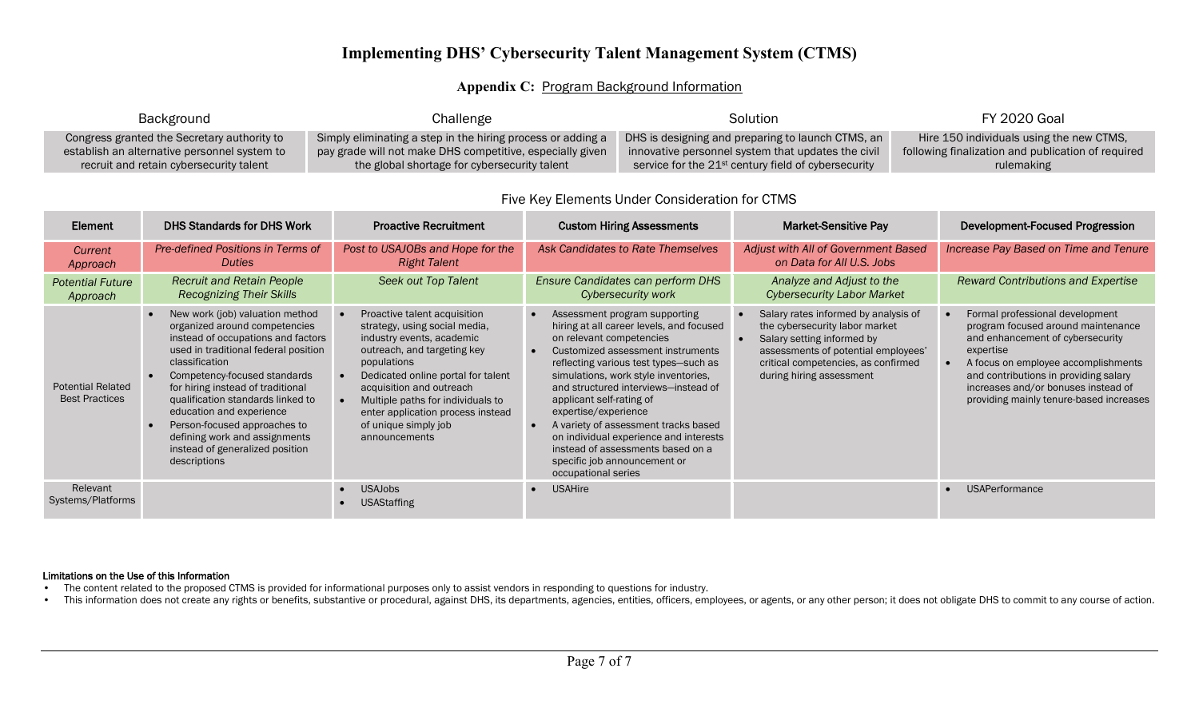# Implementing DHS' Cybersecurity Talent Management System (CTMS)

## Appendix C: Program Background Information

| Background | Challenge | Solution | FY 2020 Goal |
|---|---|---|---|
| Congress granted the Secretary authority to establish an alternative personnel system to recruit and retain cybersecurity talent | Simply eliminating a step in the hiring process or adding a pay grade will not make DHS competitive, especially given the global shortage for cybersecurity talent | DHS is designing and preparing to launch CTMS, an innovative personnel system that updates the civil service for the 21st century field of cybersecurity | Hire 150 individuals using the new CTMS, following finalization and publication of required rulemaking |

### Five Key Elements Under Consideration for CTMS

| Element | DHS Standards for DHS Work | Proactive Recruitment | Custom Hiring Assessments | Market-Sensitive Pay | Development-Focused Progression |
|---|---|---|---|---|---|
| *Current Approach* | *Pre-defined Positions in Terms of Duties* | *Post to USAJOBs and Hope for the Right Talent* | *Ask Candidates to Rate Themselves* | *Adjust with All of Government Based on Data for All U.S. Jobs* | *Increase Pay Based on Time and Tenure* |
| *Potential Future Approach* | *Recruit and Retain People Recognizing Their Skills* | *Seek out Top Talent* | *Ensure Candidates can perform DHS Cybersecurity work* | *Analyze and Adjust to the Cybersecurity Labor Market* | *Reward Contributions and Expertise* |
| Potential Related Best Practices | • New work (job) valuation method organized around competencies instead of occupations and factors used in traditional federal position classification<br>• Competency-focused standards for hiring instead of traditional qualification standards linked to education and experience<br>• Person-focused approaches to defining work and assignments instead of generalized position descriptions | • Proactive talent acquisition strategy, using social media, industry events, academic outreach, and targeting key populations<br>• Dedicated online portal for talent acquisition and outreach<br>• Multiple paths for individuals to enter application process instead of unique simply job announcements | • Assessment program supporting hiring at all career levels, and focused on relevant competencies<br>• Customized assessment instruments reflecting various test types—such as simulations, work style inventories, and structured interviews—instead of applicant self-rating of expertise/experience<br>• A variety of assessment tracks based on individual experience and interests instead of assessments based on a specific job announcement or occupational series | • Salary rates informed by analysis of the cybersecurity labor market<br>• Salary setting informed by assessments of potential employees' critical competencies, as confirmed during hiring assessment | • Formal professional development program focused around maintenance and enhancement of cybersecurity expertise<br>• A focus on employee accomplishments and contributions in providing salary increases and/or bonuses instead of providing mainly tenure-based increases |
| Relevant Systems/Platforms | | • USAJobs<br>• USAStaffing | • USAHire | | • USAPerformance |

**Limitations on the Use of this Information**

- The content related to the proposed CTMS is provided for informational purposes only to assist vendors in responding to questions for industry.
- This information does not create any rights or benefits, substantive or procedural, against DHS, its departments, agencies, entities, officers, employees, or agents, or any other person; it does not obligate DHS to commit to any course of action.